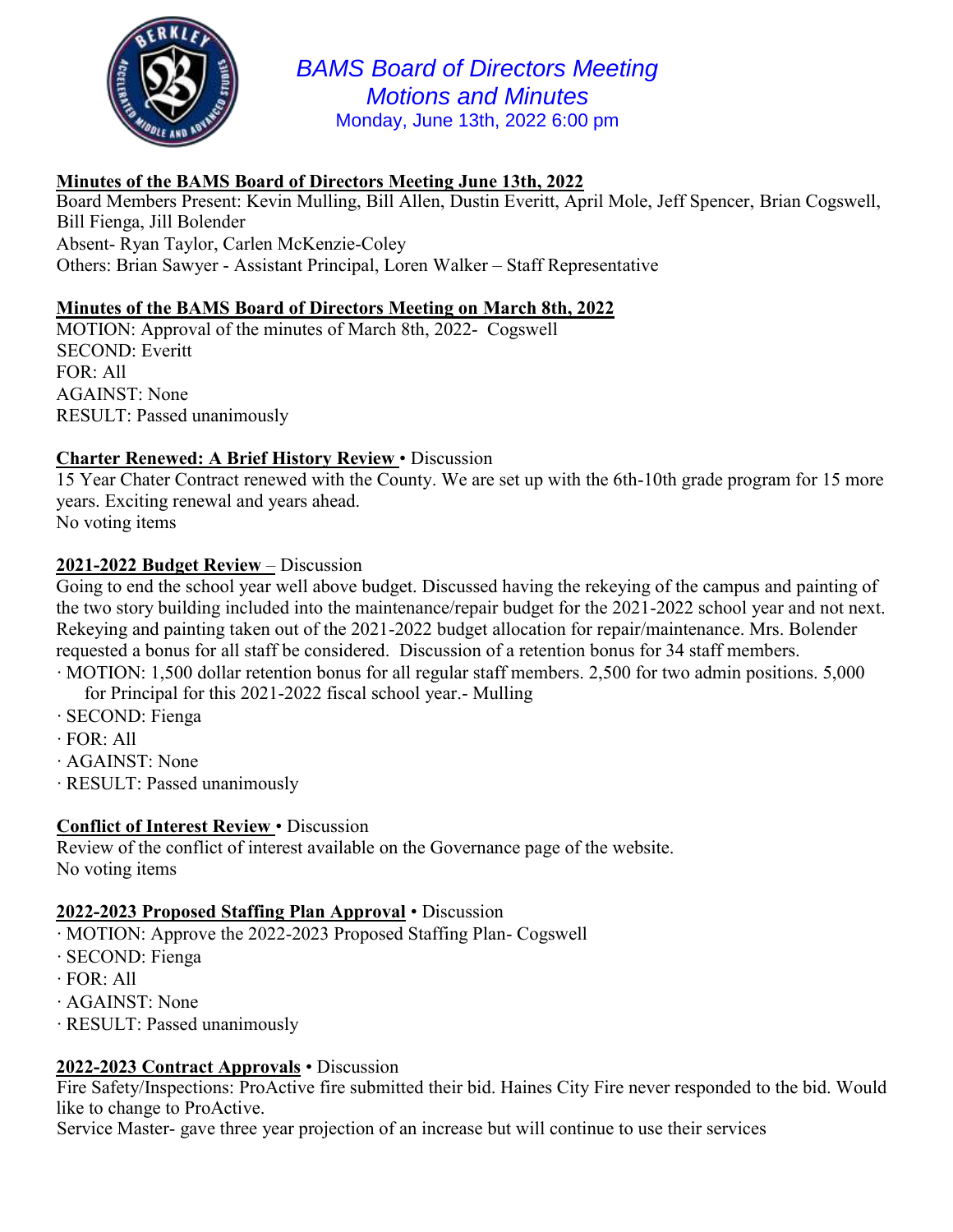# BAMS Board of Directors Meeting
## Motions and Minutes
Monday, June 13th, 2022 6:00 pm

**Minutes of the BAMS Board of Directors Meeting June 13th, 2022**
Board Members Present: Kevin Mulling, Bill Allen, Dustin Everitt, April Mole, Jeff Spencer, Brian Cogswell, Bill Fienga, Jill Bolender
Absent- Ryan Taylor, Carlen McKenzie-Coley
Others: Brian Sawyer - Assistant Principal, Loren Walker – Staff Representative

**Minutes of the BAMS Board of Directors Meeting on March 8th, 2022**
MOTION: Approval of the minutes of March 8th, 2022- Cogswell
SECOND: Everitt
FOR: All
AGAINST: None
RESULT: Passed unanimously

**Charter Renewed: A Brief History Review** • Discussion
15 Year Chater Contract renewed with the County. We are set up with the 6th-10th grade program for 15 more years. Exciting renewal and years ahead.
No voting items

**2021-2022 Budget Review** – Discussion
Going to end the school year well above budget. Discussed having the rekeying of the campus and painting of the two story building included into the maintenance/repair budget for the 2021-2022 school year and not next. Rekeying and painting taken out of the 2021-2022 budget allocation for repair/maintenance. Mrs. Bolender requested a bonus for all staff be considered. Discussion of a retention bonus for 34 staff members.

- MOTION: 1,500 dollar retention bonus for all regular staff members. 2,500 for two admin positions. 5,000 for Principal for this 2021-2022 fiscal school year.- Mulling
- SECOND: Fienga
- FOR: All
- AGAINST: None
- RESULT: Passed unanimously

**Conflict of Interest Review** • Discussion
Review of the conflict of interest available on the Governance page of the website.
No voting items

**2022-2023 Proposed Staffing Plan Approval** • Discussion

- MOTION: Approve the 2022-2023 Proposed Staffing Plan- Cogswell
- SECOND: Fienga
- FOR: All
- AGAINST: None
- RESULT: Passed unanimously

**2022-2023 Contract Approvals** • Discussion
Fire Safety/Inspections: ProActive fire submitted their bid. Haines City Fire never responded to the bid. Would like to change to ProActive.
Service Master- gave three year projection of an increase but will continue to use their services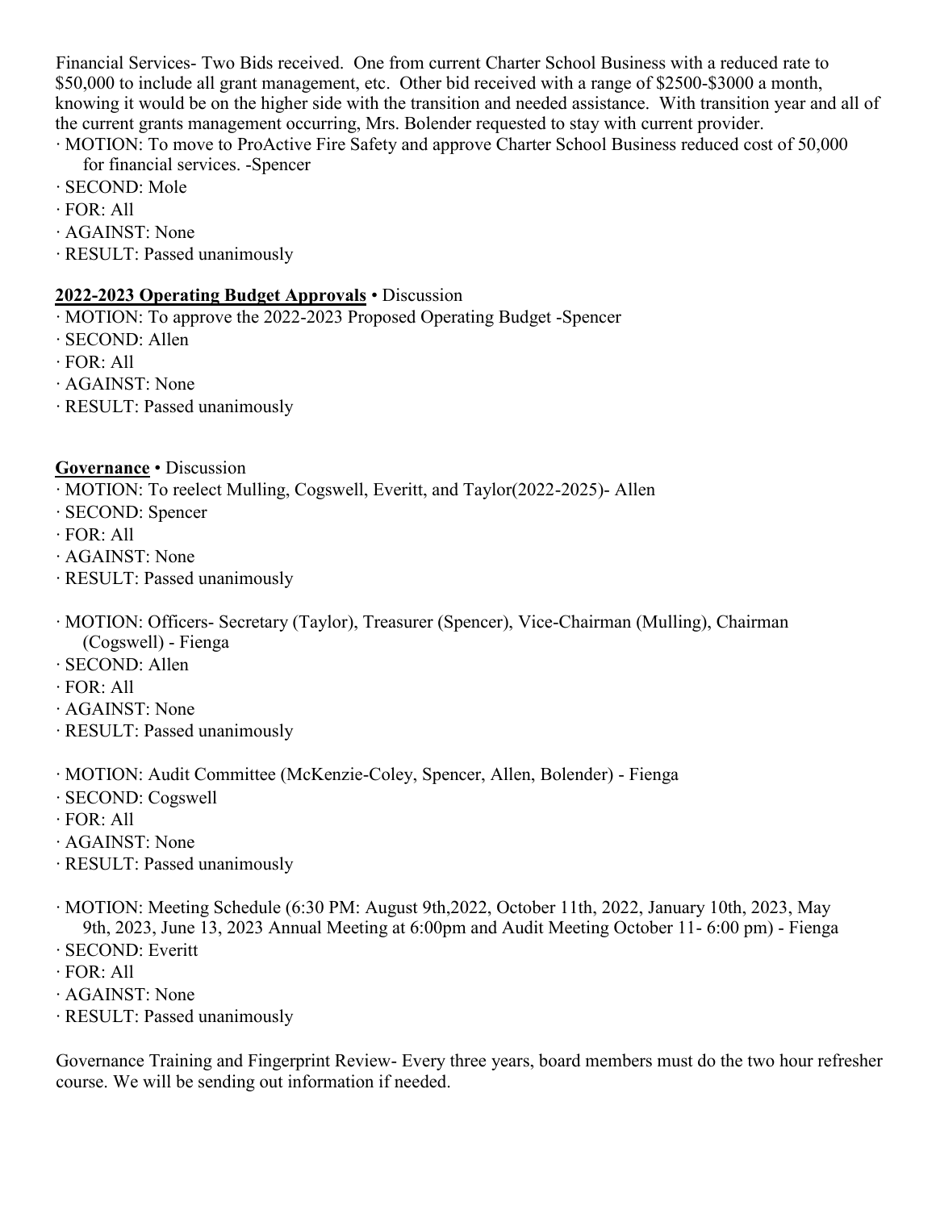Financial Services- Two Bids received. One from current Charter School Business with a reduced rate to $50,000 to include all grant management, etc. Other bid received with a range of $2500-$3000 a month, knowing it would be on the higher side with the transition and needed assistance. With transition year and all of the current grants management occurring, Mrs. Bolender requested to stay with current provider.

· MOTION: To move to ProActive Fire Safety and approve Charter School Business reduced cost of 50,000 for financial services. -Spencer
· SECOND: Mole
· FOR: All
· AGAINST: None
· RESULT: Passed unanimously

**2022-2023 Operating Budget Approvals** • Discussion

· MOTION: To approve the 2022-2023 Proposed Operating Budget -Spencer
· SECOND: Allen
· FOR: All
· AGAINST: None
· RESULT: Passed unanimously

**Governance** • Discussion

· MOTION: To reelect Mulling, Cogswell, Everitt, and Taylor(2022-2025)- Allen
· SECOND: Spencer
· FOR: All
· AGAINST: None
· RESULT: Passed unanimously

· MOTION: Officers- Secretary (Taylor), Treasurer (Spencer), Vice-Chairman (Mulling), Chairman (Cogswell) - Fienga
· SECOND: Allen
· FOR: All
· AGAINST: None
· RESULT: Passed unanimously

· MOTION: Audit Committee (McKenzie-Coley, Spencer, Allen, Bolender) - Fienga
· SECOND: Cogswell
· FOR: All
· AGAINST: None
· RESULT: Passed unanimously

· MOTION: Meeting Schedule (6:30 PM: August 9th,2022, October 11th, 2022, January 10th, 2023, May 9th, 2023, June 13, 2023 Annual Meeting at 6:00pm and Audit Meeting October 11- 6:00 pm) - Fienga
· SECOND: Everitt
· FOR: All
· AGAINST: None
· RESULT: Passed unanimously

Governance Training and Fingerprint Review- Every three years, board members must do the two hour refresher course. We will be sending out information if needed.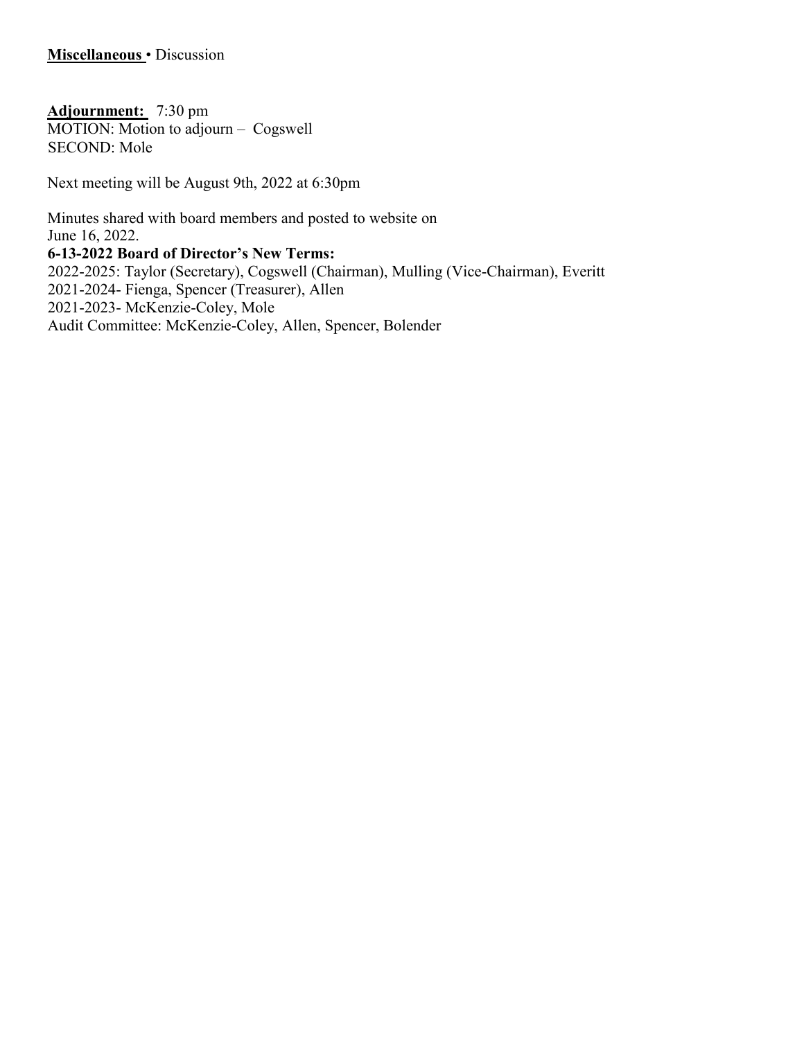**Miscellaneous** • Discussion

**Adjournment:** 7:30 pm
MOTION: Motion to adjourn – Cogswell
SECOND: Mole

Next meeting will be August 9th, 2022 at 6:30pm

Minutes shared with board members and posted to website on
June 16, 2022.

**6-13-2022 Board of Director's New Terms:**
2022-2025: Taylor (Secretary), Cogswell (Chairman), Mulling (Vice-Chairman), Everitt
2021-2024- Fienga, Spencer (Treasurer), Allen
2021-2023- McKenzie-Coley, Mole
Audit Committee: McKenzie-Coley, Allen, Spencer, Bolender